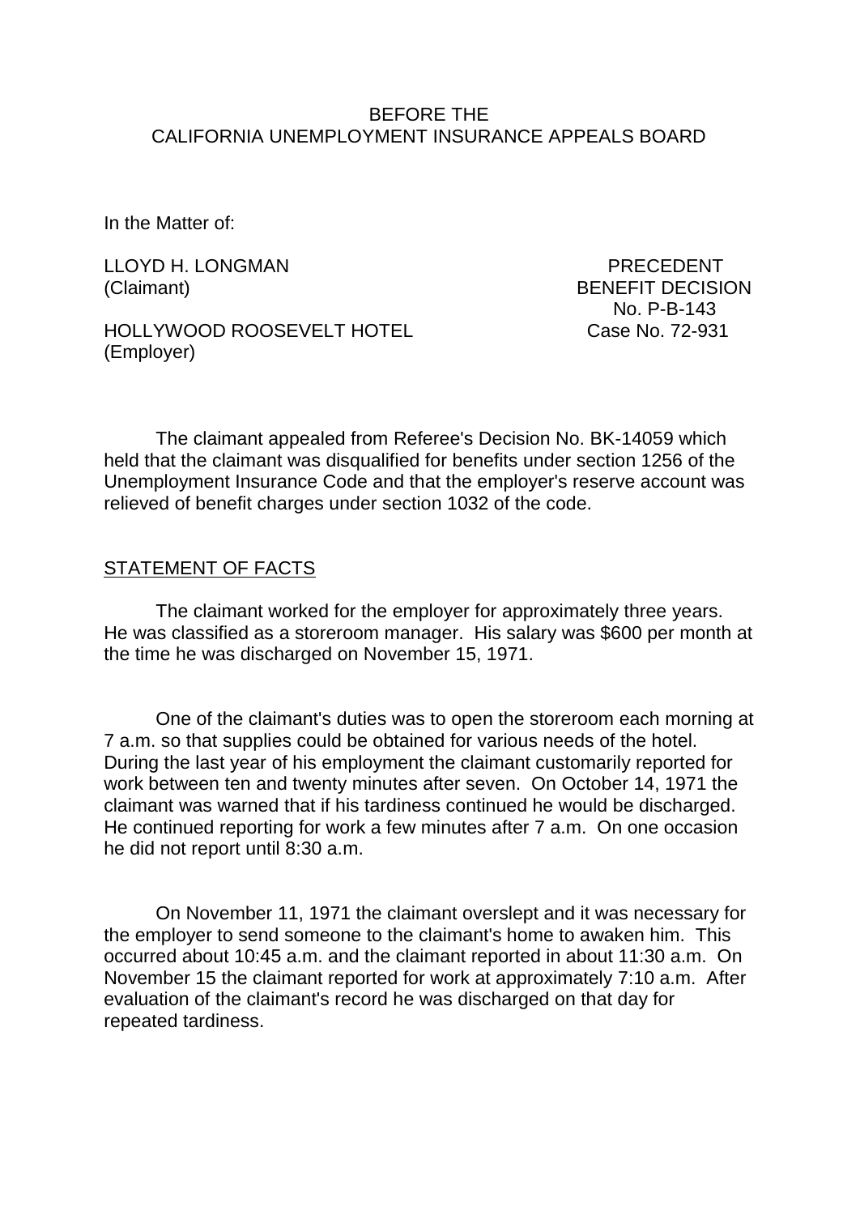BEFORE THE
CALIFORNIA UNEMPLOYMENT INSURANCE APPEALS BOARD

In the Matter of:

LLOYD H. LONGMAN
(Claimant)

HOLLYWOOD ROOSEVELT HOTEL
(Employer)

PRECEDENT
BENEFIT DECISION
No. P-B-143
Case No. 72-931

The claimant appealed from Referee's Decision No. BK-14059 which held that the claimant was disqualified for benefits under section 1256 of the Unemployment Insurance Code and that the employer's reserve account was relieved of benefit charges under section 1032 of the code.

STATEMENT OF FACTS

The claimant worked for the employer for approximately three years. He was classified as a storeroom manager. His salary was $600 per month at the time he was discharged on November 15, 1971.

One of the claimant's duties was to open the storeroom each morning at 7 a.m. so that supplies could be obtained for various needs of the hotel. During the last year of his employment the claimant customarily reported for work between ten and twenty minutes after seven. On October 14, 1971 the claimant was warned that if his tardiness continued he would be discharged. He continued reporting for work a few minutes after 7 a.m. On one occasion he did not report until 8:30 a.m.

On November 11, 1971 the claimant overslept and it was necessary for the employer to send someone to the claimant's home to awaken him. This occurred about 10:45 a.m. and the claimant reported in about 11:30 a.m. On November 15 the claimant reported for work at approximately 7:10 a.m. After evaluation of the claimant's record he was discharged on that day for repeated tardiness.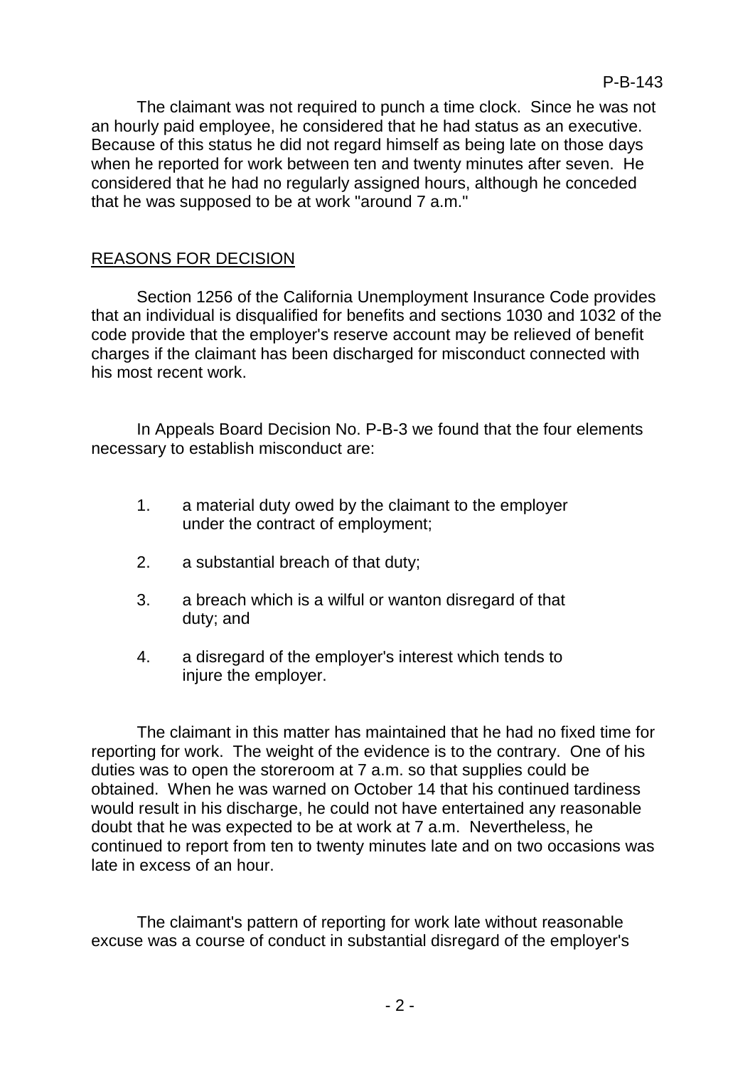The claimant was not required to punch a time clock. Since he was not an hourly paid employee, he considered that he had status as an executive. Because of this status he did not regard himself as being late on those days when he reported for work between ten and twenty minutes after seven. He considered that he had no regularly assigned hours, although he conceded that he was supposed to be at work "around 7 a.m."

## REASONS FOR DECISION

Section 1256 of the California Unemployment Insurance Code provides that an individual is disqualified for benefits and sections 1030 and 1032 of the code provide that the employer's reserve account may be relieved of benefit charges if the claimant has been discharged for misconduct connected with his most recent work.

In Appeals Board Decision No. P-B-3 we found that the four elements necessary to establish misconduct are:

1. a material duty owed by the claimant to the employer under the contract of employment;
2. a substantial breach of that duty;
3. a breach which is a wilful or wanton disregard of that duty; and
4. a disregard of the employer's interest which tends to injure the employer.

The claimant in this matter has maintained that he had no fixed time for reporting for work. The weight of the evidence is to the contrary. One of his duties was to open the storeroom at 7 a.m. so that supplies could be obtained. When he was warned on October 14 that his continued tardiness would result in his discharge, he could not have entertained any reasonable doubt that he was expected to be at work at 7 a.m. Nevertheless, he continued to report from ten to twenty minutes late and on two occasions was late in excess of an hour.

The claimant's pattern of reporting for work late without reasonable excuse was a course of conduct in substantial disregard of the employer's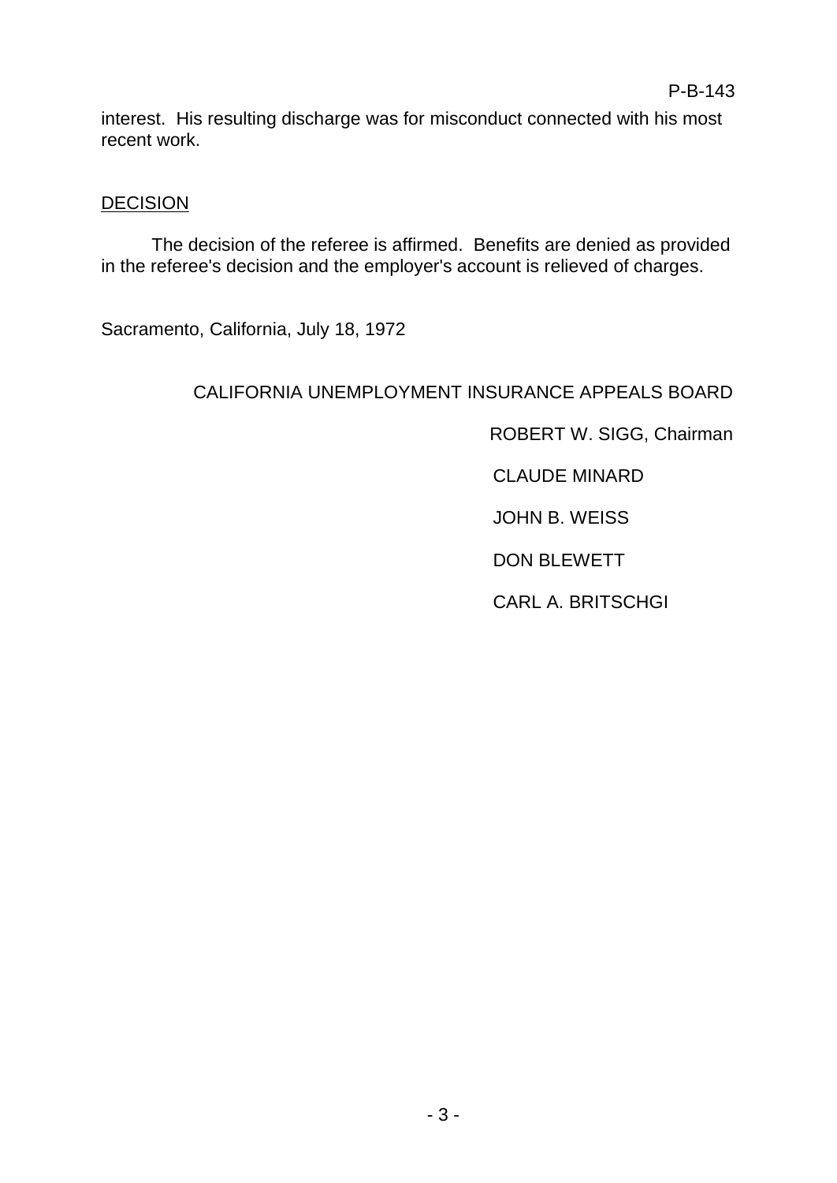interest. His resulting discharge was for misconduct connected with his most recent work.

DECISION

The decision of the referee is affirmed. Benefits are denied as provided in the referee's decision and the employer's account is relieved of charges.

Sacramento, California, July 18, 1972

CALIFORNIA UNEMPLOYMENT INSURANCE APPEALS BOARD

ROBERT W. SIGG, Chairman

CLAUDE MINARD

JOHN B. WEISS

DON BLEWETT

CARL A. BRITSCHGI